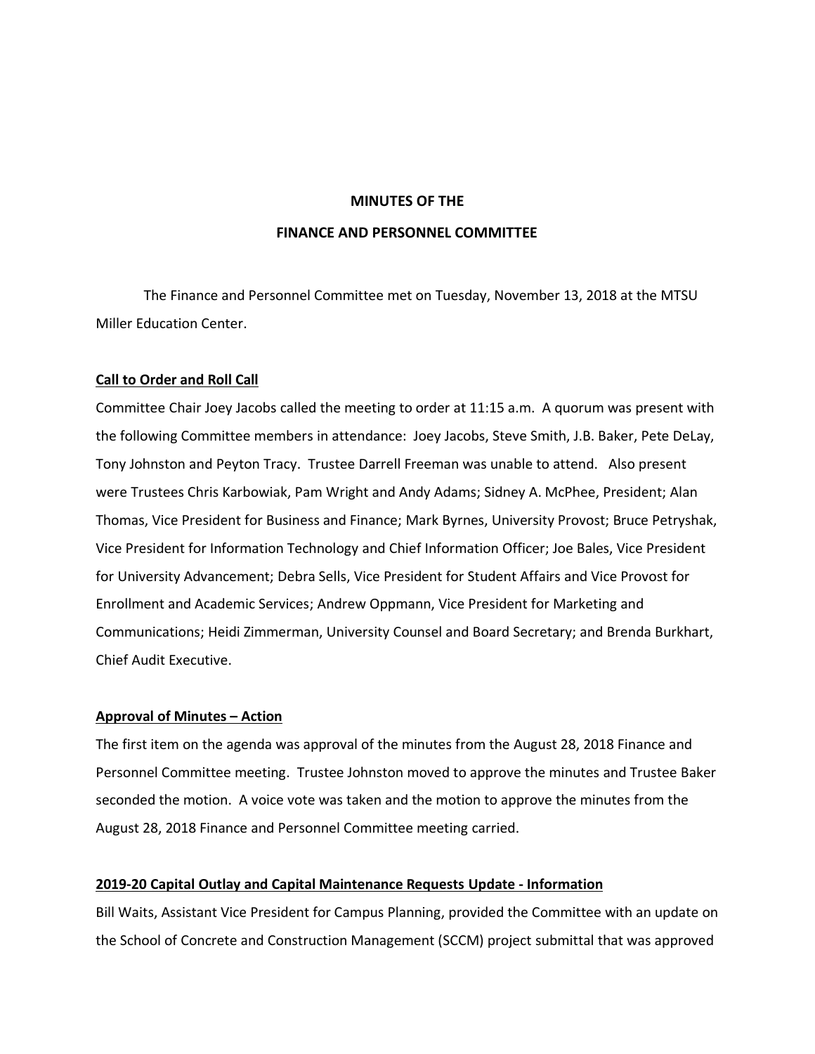# MINUTES OF THE
## FINANCE AND PERSONNEL COMMITTEE

The Finance and Personnel Committee met on Tuesday, November 13, 2018 at the MTSU Miller Education Center.

**Call to Order and Roll Call**

Committee Chair Joey Jacobs called the meeting to order at 11:15 a.m. A quorum was present with the following Committee members in attendance: Joey Jacobs, Steve Smith, J.B. Baker, Pete DeLay, Tony Johnston and Peyton Tracy. Trustee Darrell Freeman was unable to attend. Also present were Trustees Chris Karbowiak, Pam Wright and Andy Adams; Sidney A. McPhee, President; Alan Thomas, Vice President for Business and Finance; Mark Byrnes, University Provost; Bruce Petryshak, Vice President for Information Technology and Chief Information Officer; Joe Bales, Vice President for University Advancement; Debra Sells, Vice President for Student Affairs and Vice Provost for Enrollment and Academic Services; Andrew Oppmann, Vice President for Marketing and Communications; Heidi Zimmerman, University Counsel and Board Secretary; and Brenda Burkhart, Chief Audit Executive.

**Approval of Minutes – Action**

The first item on the agenda was approval of the minutes from the August 28, 2018 Finance and Personnel Committee meeting. Trustee Johnston moved to approve the minutes and Trustee Baker seconded the motion. A voice vote was taken and the motion to approve the minutes from the August 28, 2018 Finance and Personnel Committee meeting carried.

**2019-20 Capital Outlay and Capital Maintenance Requests Update - Information**

Bill Waits, Assistant Vice President for Campus Planning, provided the Committee with an update on the School of Concrete and Construction Management (SCCM) project submittal that was approved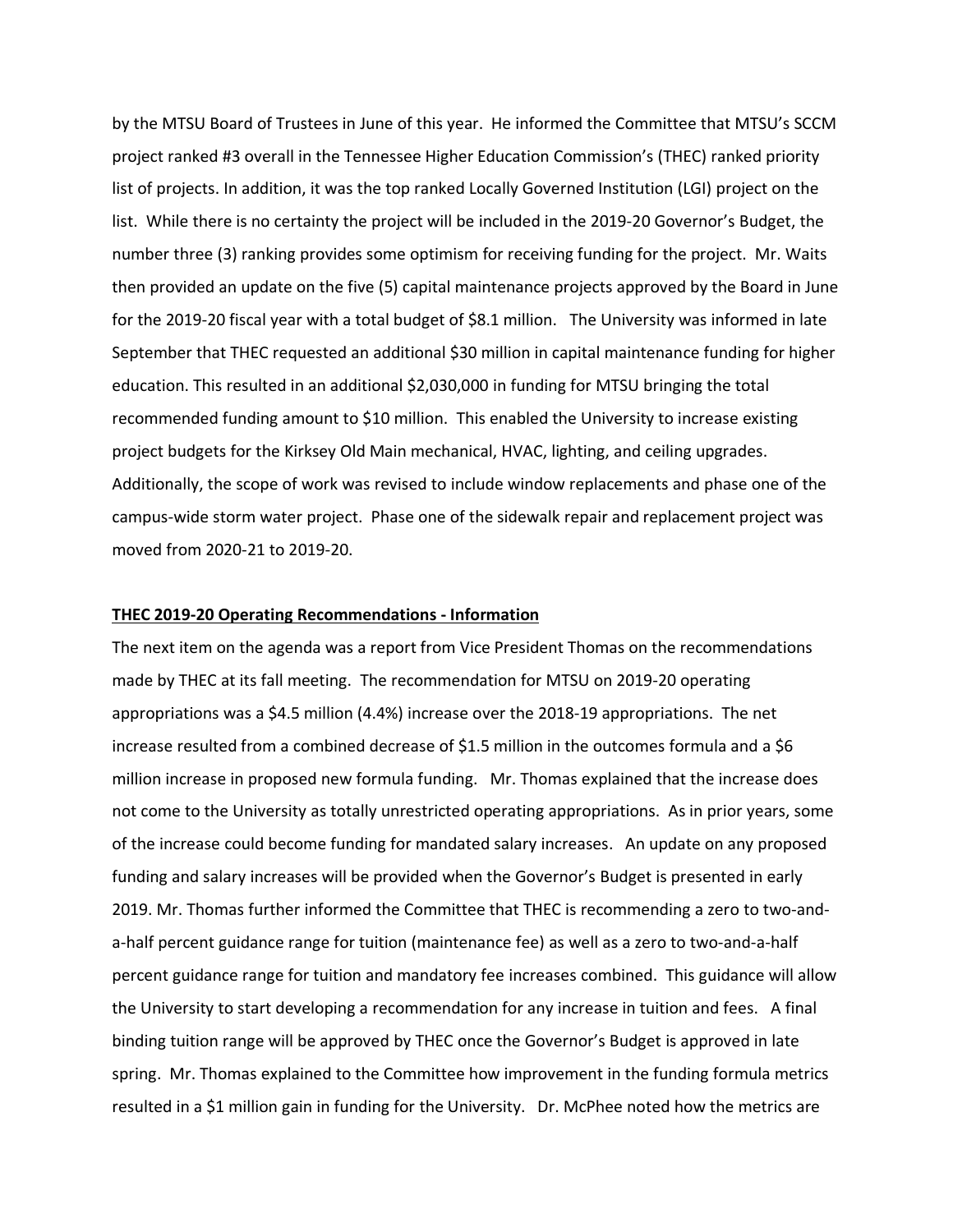by the MTSU Board of Trustees in June of this year. He informed the Committee that MTSU's SCCM project ranked #3 overall in the Tennessee Higher Education Commission's (THEC) ranked priority list of projects. In addition, it was the top ranked Locally Governed Institution (LGI) project on the list. While there is no certainty the project will be included in the 2019-20 Governor's Budget, the number three (3) ranking provides some optimism for receiving funding for the project. Mr. Waits then provided an update on the five (5) capital maintenance projects approved by the Board in June for the 2019-20 fiscal year with a total budget of $8.1 million. The University was informed in late September that THEC requested an additional $30 million in capital maintenance funding for higher education. This resulted in an additional $2,030,000 in funding for MTSU bringing the total recommended funding amount to $10 million. This enabled the University to increase existing project budgets for the Kirksey Old Main mechanical, HVAC, lighting, and ceiling upgrades. Additionally, the scope of work was revised to include window replacements and phase one of the campus-wide storm water project. Phase one of the sidewalk repair and replacement project was moved from 2020-21 to 2019-20.

**THEC 2019-20 Operating Recommendations - Information**

The next item on the agenda was a report from Vice President Thomas on the recommendations made by THEC at its fall meeting. The recommendation for MTSU on 2019-20 operating appropriations was a $4.5 million (4.4%) increase over the 2018-19 appropriations. The net increase resulted from a combined decrease of $1.5 million in the outcomes formula and a $6 million increase in proposed new formula funding. Mr. Thomas explained that the increase does not come to the University as totally unrestricted operating appropriations. As in prior years, some of the increase could become funding for mandated salary increases. An update on any proposed funding and salary increases will be provided when the Governor's Budget is presented in early 2019. Mr. Thomas further informed the Committee that THEC is recommending a zero to two-and-a-half percent guidance range for tuition (maintenance fee) as well as a zero to two-and-a-half percent guidance range for tuition and mandatory fee increases combined. This guidance will allow the University to start developing a recommendation for any increase in tuition and fees. A final binding tuition range will be approved by THEC once the Governor's Budget is approved in late spring. Mr. Thomas explained to the Committee how improvement in the funding formula metrics resulted in a $1 million gain in funding for the University. Dr. McPhee noted how the metrics are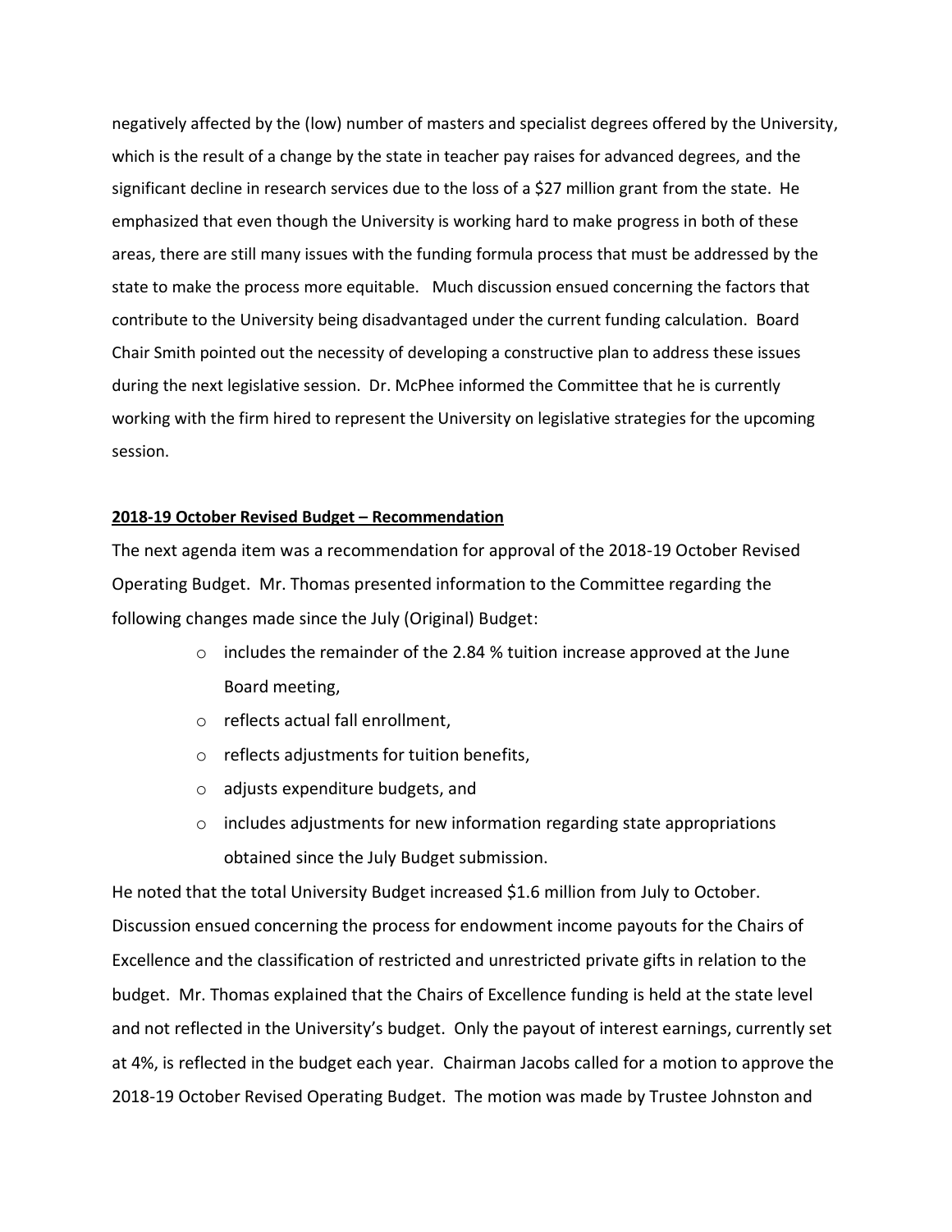negatively affected by the (low) number of masters and specialist degrees offered by the University, which is the result of a change by the state in teacher pay raises for advanced degrees, and the significant decline in research services due to the loss of a $27 million grant from the state. He emphasized that even though the University is working hard to make progress in both of these areas, there are still many issues with the funding formula process that must be addressed by the state to make the process more equitable. Much discussion ensued concerning the factors that contribute to the University being disadvantaged under the current funding calculation. Board Chair Smith pointed out the necessity of developing a constructive plan to address these issues during the next legislative session. Dr. McPhee informed the Committee that he is currently working with the firm hired to represent the University on legislative strategies for the upcoming session.

**2018-19 October Revised Budget – Recommendation**

The next agenda item was a recommendation for approval of the 2018-19 October Revised Operating Budget. Mr. Thomas presented information to the Committee regarding the following changes made since the July (Original) Budget:

- includes the remainder of the 2.84 % tuition increase approved at the June Board meeting,
- reflects actual fall enrollment,
- reflects adjustments for tuition benefits,
- adjusts expenditure budgets, and
- includes adjustments for new information regarding state appropriations obtained since the July Budget submission.

He noted that the total University Budget increased $1.6 million from July to October. Discussion ensued concerning the process for endowment income payouts for the Chairs of Excellence and the classification of restricted and unrestricted private gifts in relation to the budget. Mr. Thomas explained that the Chairs of Excellence funding is held at the state level and not reflected in the University's budget. Only the payout of interest earnings, currently set at 4%, is reflected in the budget each year. Chairman Jacobs called for a motion to approve the 2018-19 October Revised Operating Budget. The motion was made by Trustee Johnston and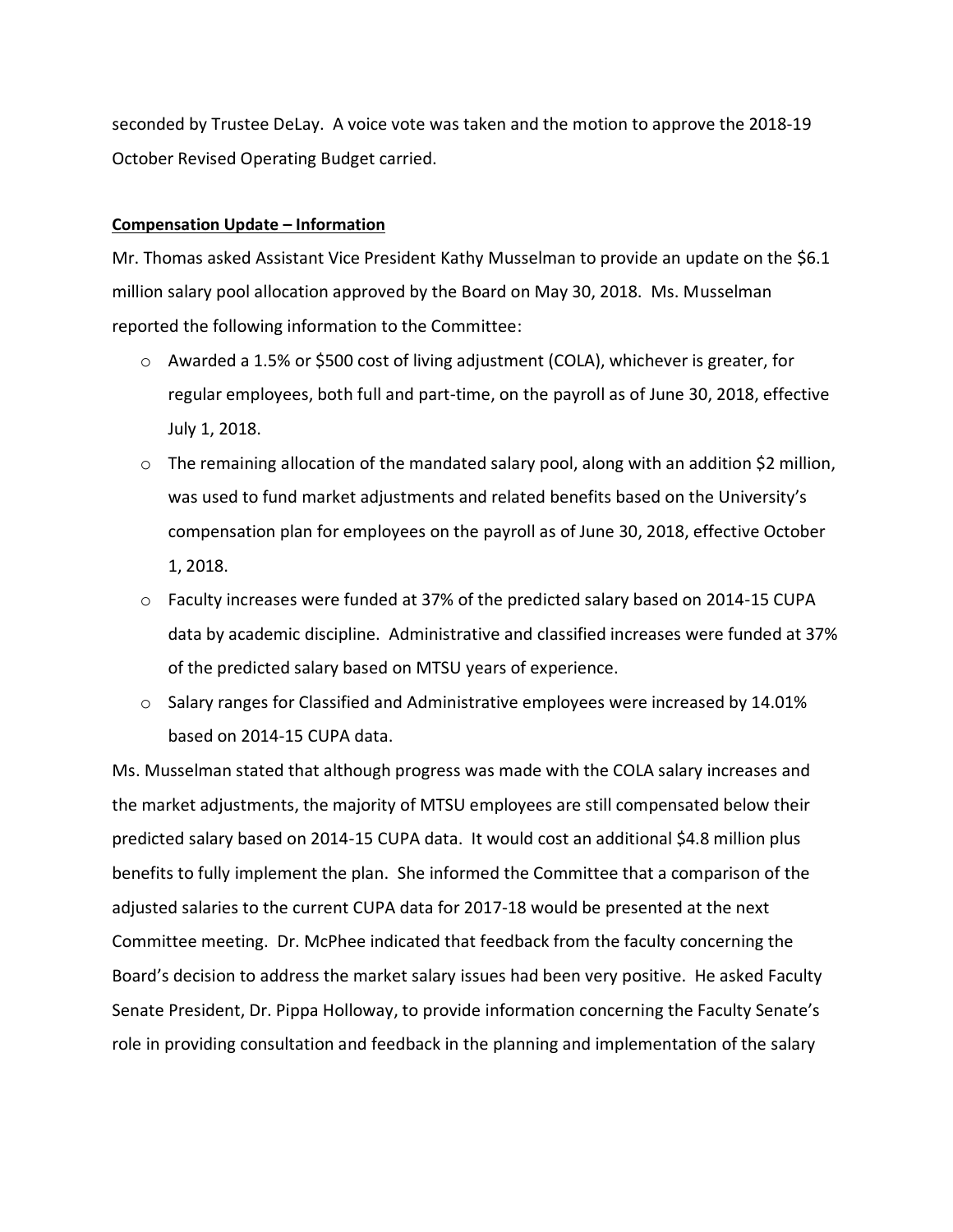seconded by Trustee DeLay. A voice vote was taken and the motion to approve the 2018-19 October Revised Operating Budget carried.

**Compensation Update – Information**

Mr. Thomas asked Assistant Vice President Kathy Musselman to provide an update on the $6.1 million salary pool allocation approved by the Board on May 30, 2018. Ms. Musselman reported the following information to the Committee:

- Awarded a 1.5% or $500 cost of living adjustment (COLA), whichever is greater, for regular employees, both full and part-time, on the payroll as of June 30, 2018, effective July 1, 2018.
- The remaining allocation of the mandated salary pool, along with an addition $2 million, was used to fund market adjustments and related benefits based on the University's compensation plan for employees on the payroll as of June 30, 2018, effective October 1, 2018.
- Faculty increases were funded at 37% of the predicted salary based on 2014-15 CUPA data by academic discipline. Administrative and classified increases were funded at 37% of the predicted salary based on MTSU years of experience.
- Salary ranges for Classified and Administrative employees were increased by 14.01% based on 2014-15 CUPA data.

Ms. Musselman stated that although progress was made with the COLA salary increases and the market adjustments, the majority of MTSU employees are still compensated below their predicted salary based on 2014-15 CUPA data. It would cost an additional $4.8 million plus benefits to fully implement the plan. She informed the Committee that a comparison of the adjusted salaries to the current CUPA data for 2017-18 would be presented at the next Committee meeting. Dr. McPhee indicated that feedback from the faculty concerning the Board's decision to address the market salary issues had been very positive. He asked Faculty Senate President, Dr. Pippa Holloway, to provide information concerning the Faculty Senate's role in providing consultation and feedback in the planning and implementation of the salary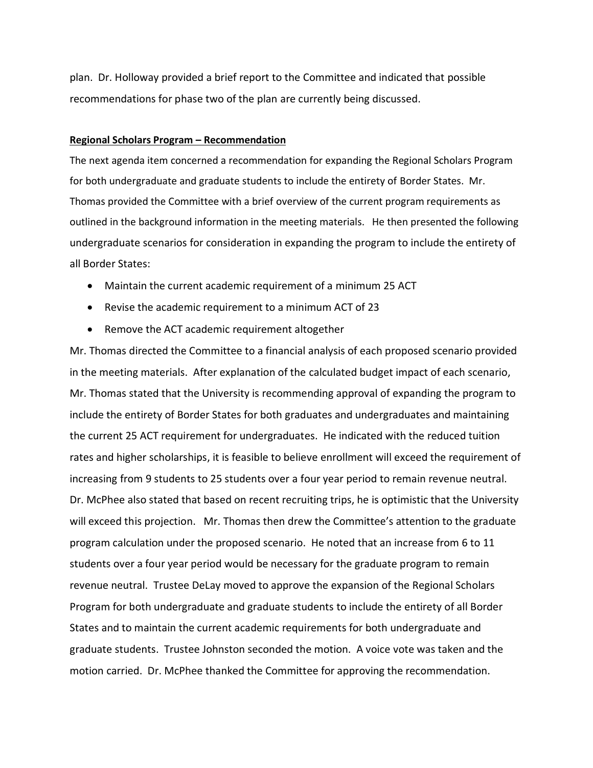plan. Dr. Holloway provided a brief report to the Committee and indicated that possible recommendations for phase two of the plan are currently being discussed.

**Regional Scholars Program – Recommendation**

The next agenda item concerned a recommendation for expanding the Regional Scholars Program for both undergraduate and graduate students to include the entirety of Border States. Mr. Thomas provided the Committee with a brief overview of the current program requirements as outlined in the background information in the meeting materials. He then presented the following undergraduate scenarios for consideration in expanding the program to include the entirety of all Border States:

- Maintain the current academic requirement of a minimum 25 ACT
- Revise the academic requirement to a minimum ACT of 23
- Remove the ACT academic requirement altogether

Mr. Thomas directed the Committee to a financial analysis of each proposed scenario provided in the meeting materials. After explanation of the calculated budget impact of each scenario, Mr. Thomas stated that the University is recommending approval of expanding the program to include the entirety of Border States for both graduates and undergraduates and maintaining the current 25 ACT requirement for undergraduates. He indicated with the reduced tuition rates and higher scholarships, it is feasible to believe enrollment will exceed the requirement of increasing from 9 students to 25 students over a four year period to remain revenue neutral. Dr. McPhee also stated that based on recent recruiting trips, he is optimistic that the University will exceed this projection. Mr. Thomas then drew the Committee's attention to the graduate program calculation under the proposed scenario. He noted that an increase from 6 to 11 students over a four year period would be necessary for the graduate program to remain revenue neutral. Trustee DeLay moved to approve the expansion of the Regional Scholars Program for both undergraduate and graduate students to include the entirety of all Border States and to maintain the current academic requirements for both undergraduate and graduate students. Trustee Johnston seconded the motion. A voice vote was taken and the motion carried. Dr. McPhee thanked the Committee for approving the recommendation.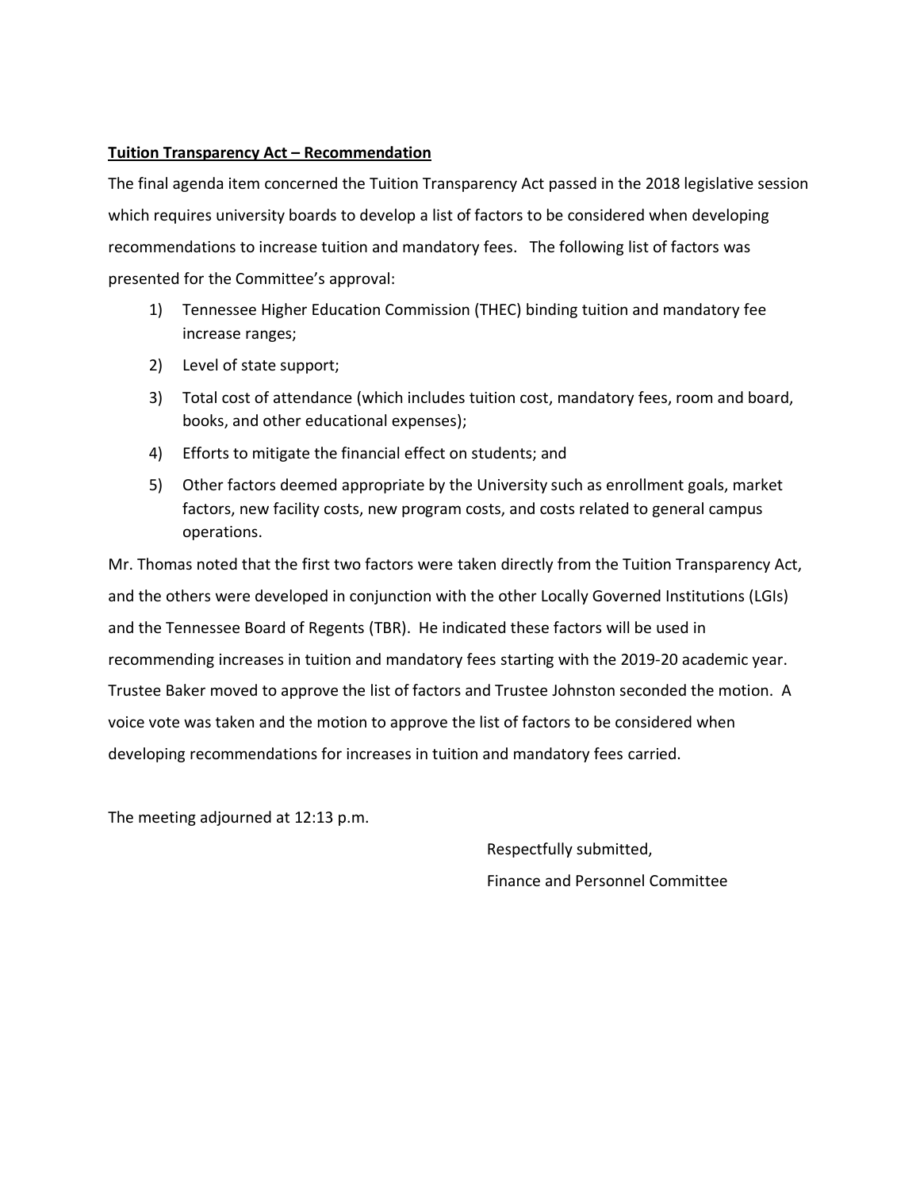**Tuition Transparency Act – Recommendation**

The final agenda item concerned the Tuition Transparency Act passed in the 2018 legislative session which requires university boards to develop a list of factors to be considered when developing recommendations to increase tuition and mandatory fees. The following list of factors was presented for the Committee's approval:

1) Tennessee Higher Education Commission (THEC) binding tuition and mandatory fee increase ranges;
2) Level of state support;
3) Total cost of attendance (which includes tuition cost, mandatory fees, room and board, books, and other educational expenses);
4) Efforts to mitigate the financial effect on students; and
5) Other factors deemed appropriate by the University such as enrollment goals, market factors, new facility costs, new program costs, and costs related to general campus operations.

Mr. Thomas noted that the first two factors were taken directly from the Tuition Transparency Act, and the others were developed in conjunction with the other Locally Governed Institutions (LGIs) and the Tennessee Board of Regents (TBR). He indicated these factors will be used in recommending increases in tuition and mandatory fees starting with the 2019-20 academic year. Trustee Baker moved to approve the list of factors and Trustee Johnston seconded the motion. A voice vote was taken and the motion to approve the list of factors to be considered when developing recommendations for increases in tuition and mandatory fees carried.

The meeting adjourned at 12:13 p.m.

Respectfully submitted,
Finance and Personnel Committee